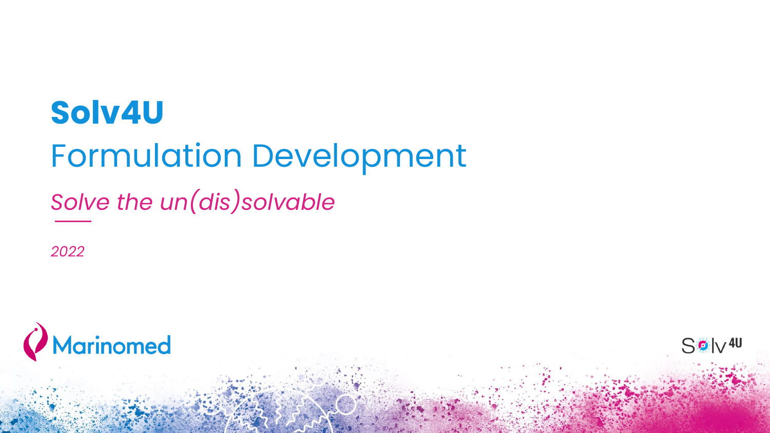# Solv4U

## Formulation Development

*Solve the un(dis)solvable*

*2022*

Marinomed

Solv4U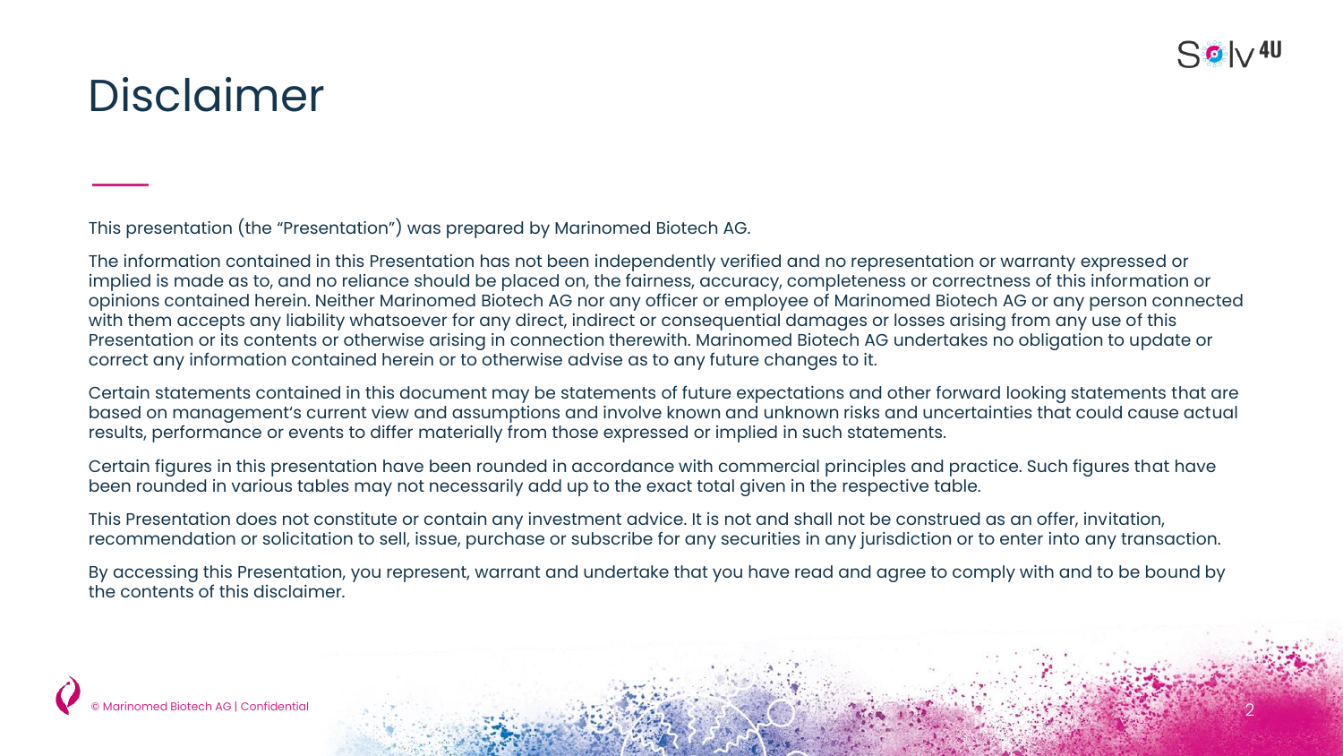# Disclaimer

This presentation (the "Presentation") was prepared by Marinomed Biotech AG.

The information contained in this Presentation has not been independently verified and no representation or warranty expressed or implied is made as to, and no reliance should be placed on, the fairness, accuracy, completeness or correctness of this information or opinions contained herein. Neither Marinomed Biotech AG nor any officer or employee of Marinomed Biotech AG or any person connected with them accepts any liability whatsoever for any direct, indirect or consequential damages or losses arising from any use of this Presentation or its contents or otherwise arising in connection therewith. Marinomed Biotech AG undertakes no obligation to update or correct any information contained herein or to otherwise advise as to any future changes to it.

Certain statements contained in this document may be statements of future expectations and other forward looking statements that are based on management's current view and assumptions and involve known and unknown risks and uncertainties that could cause actual results, performance or events to differ materially from those expressed or implied in such statements.

Certain figures in this presentation have been rounded in accordance with commercial principles and practice. Such figures that have been rounded in various tables may not necessarily add up to the exact total given in the respective table.

This Presentation does not constitute or contain any investment advice. It is not and shall not be construed as an offer, invitation, recommendation or solicitation to sell, issue, purchase or subscribe for any securities in any jurisdiction or to enter into any transaction.

By accessing this Presentation, you represent, warrant and undertake that you have read and agree to comply with and to be bound by the contents of this disclaimer.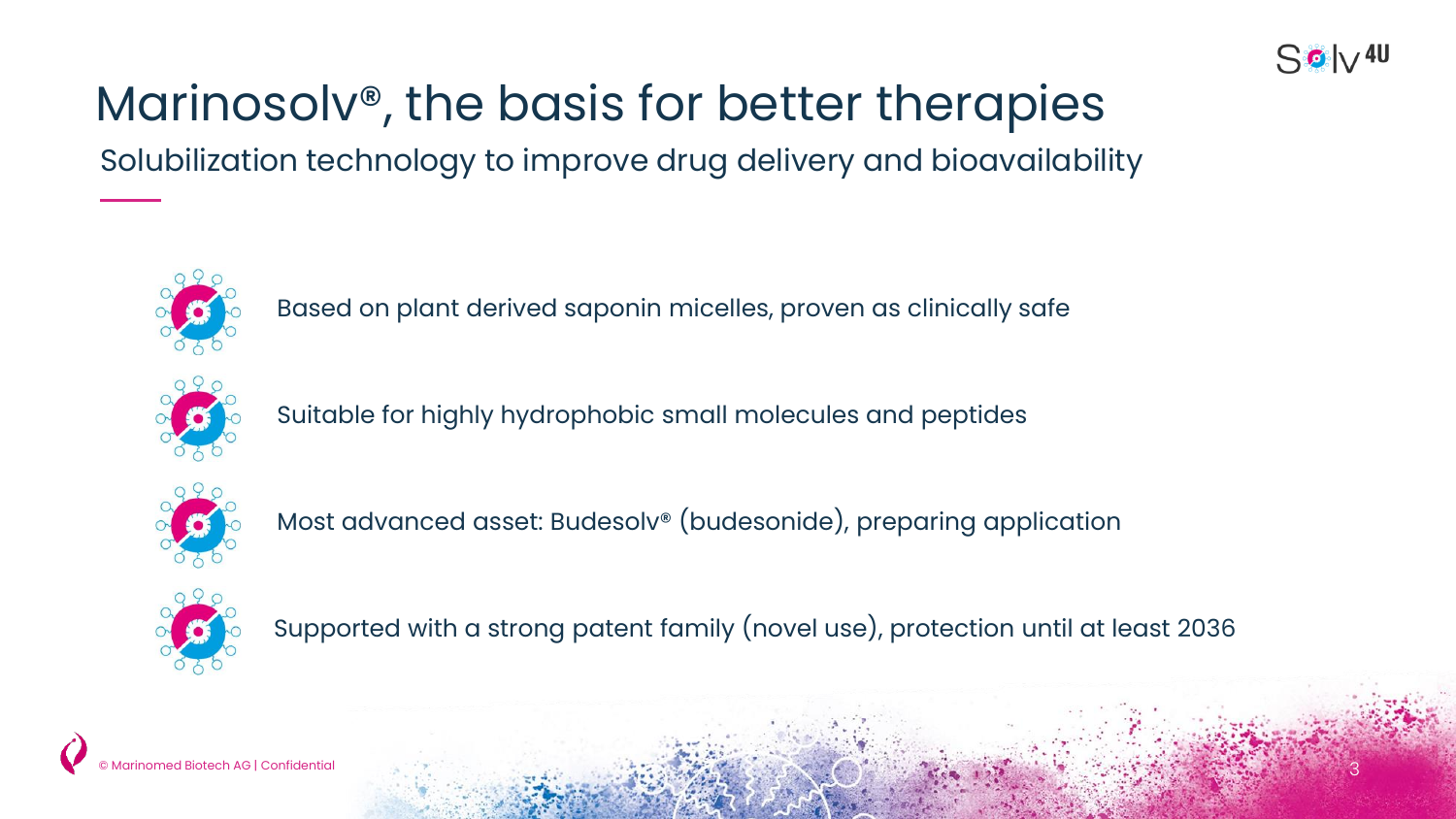# Marinosolv®, the basis for better therapies

## Solubilization technology to improve drug delivery and bioavailability

- Based on plant derived saponin micelles, proven as clinically safe
- Suitable for highly hydrophobic small molecules and peptides
- Most advanced asset: Budesolv® (budesonide), preparing application
- Supported with a strong patent family (novel use), protection until at least 2036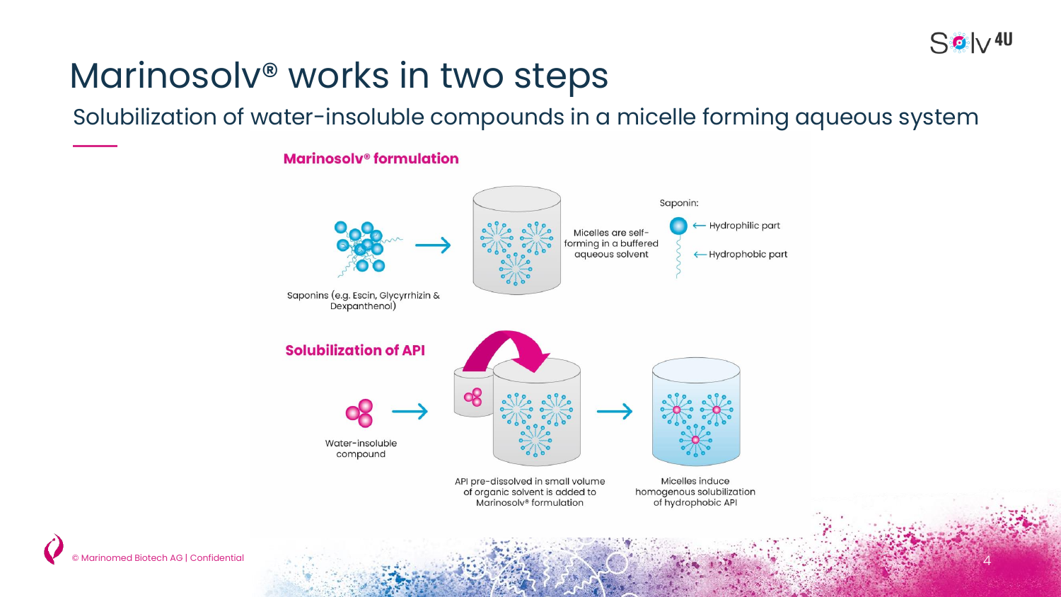# Marinosolv® works in two steps

## Solubilization of water-insoluble compounds in a micelle forming aqueous system

**Marinosolv® formulation**

Saponins (e.g. Escin, Glycyrrhizin & Dexpanthenol)

Micelles are self-forming in a buffered aqueous solvent

Saponin:

- Hydrophilic part
- Hydrophobic part

**Solubilization of API**

Water-insoluble compound

API pre-dissolved in small volume of organic solvent is added to Marinosolv® formulation

Micelles induce homogenous solubilization of hydrophobic API

© Marinomed Biotech AG | Confidential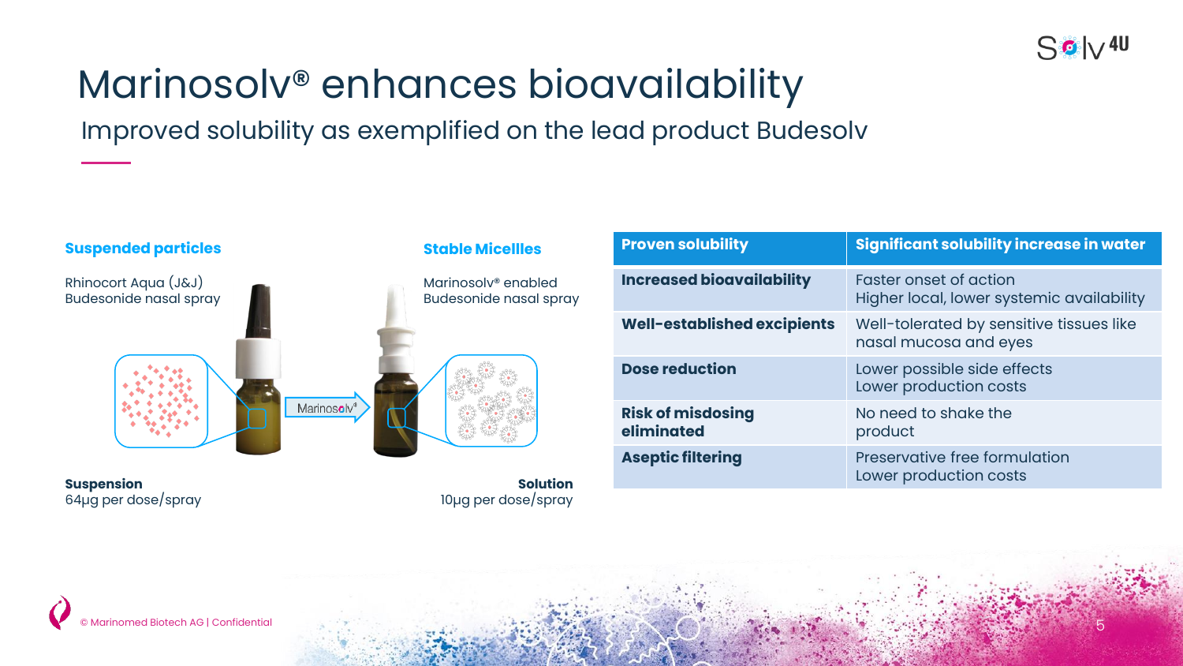# Marinosolv® enhances bioavailability

## Improved solubility as exemplified on the lead product Budesolv

**Suspended particles**

Rhinocort Aqua (J&J)
Budesonide nasal spray

**Suspension**
64µg per dose/spray

Marinosolv®

**Stable Micellles**

Marinosolv® enabled
Budesonide nasal spray

**Solution**
10µg per dose/spray

| **Proven solubility** | **Significant solubility increase in water** |
|---|---|
| **Increased bioavailability** | Faster onset of action<br>Higher local, lower systemic availability |
| **Well-established excipients** | Well-tolerated by sensitive tissues like nasal mucosa and eyes |
| **Dose reduction** | Lower possible side effects<br>Lower production costs |
| **Risk of misdosing eliminated** | No need to shake the product |
| **Aseptic filtering** | Preservative free formulation<br>Lower production costs |

© Marinomed Biotech AG | Confidential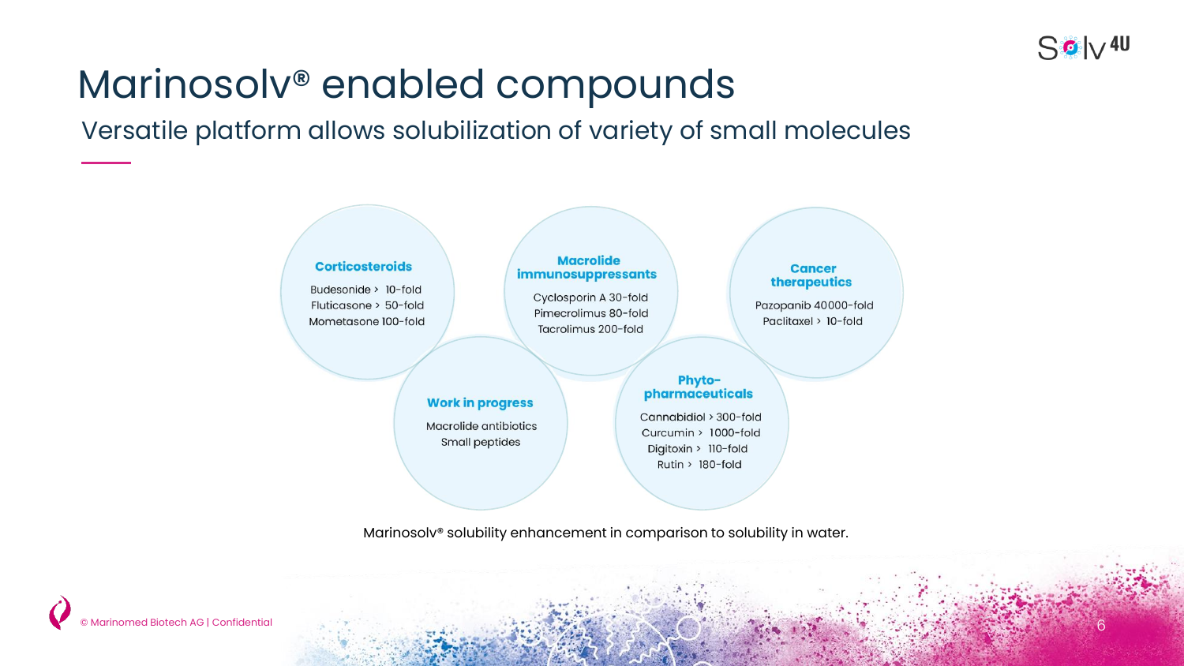# Marinosolv® enabled compounds

## Versatile platform allows solubilization of variety of small molecules

### Corticosteroids

Budesonide > 10-fold
Fluticasone > 50-fold
Mometasone 100-fold

### Macrolide immunosuppressants

Cyclosporin A 30-fold
Pimecrolimus 80-fold
Tacrolimus 200-fold

### Cancer therapeutics

Pazopanib 40000-fold
Paclitaxel > 10-fold

### Work in progress

Macrolide antibiotics
Small peptides

### Phyto-pharmaceuticals

Cannabidiol > 300-fold
Curcumin > 1000-fold
Digitoxin > 110-fold
Rutin > 180-fold

Marinosolv® solubility enhancement in comparison to solubility in water.

© Marinomed Biotech AG | Confidential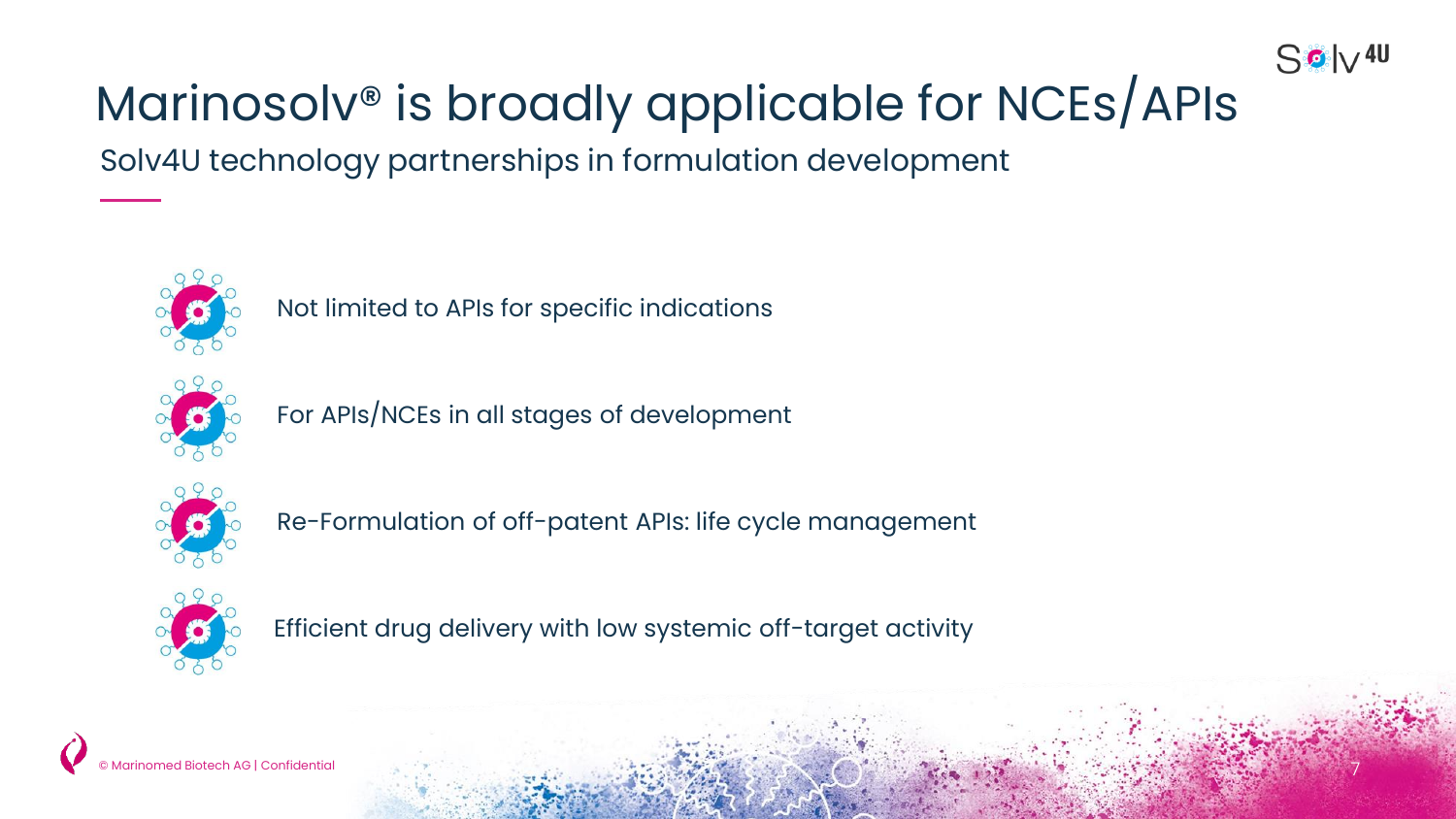# Marinosolv® is broadly applicable for NCEs/APIs

## Solv4U technology partnerships in formulation development

- Not limited to APIs for specific indications
- For APIs/NCEs in all stages of development
- Re-Formulation of off-patent APIs: life cycle management
- Efficient drug delivery with low systemic off-target activity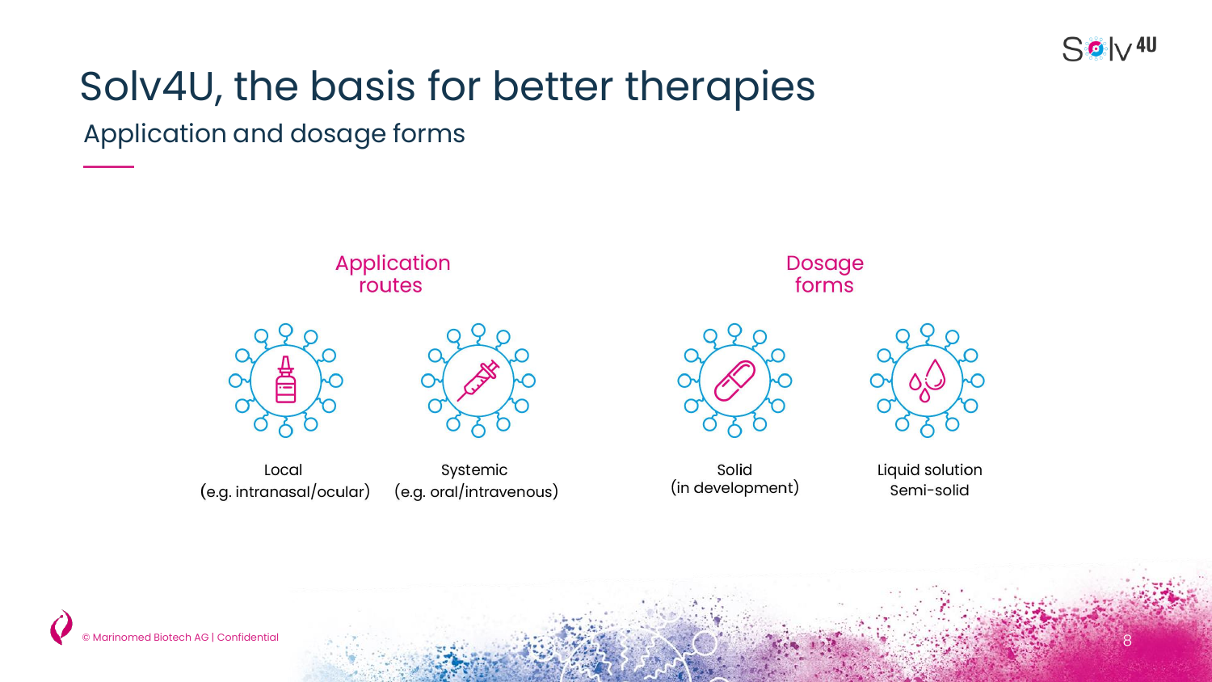# Solv4U, the basis for better therapies

## Application and dosage forms

### Application routes

- Local (e.g. intranasal/ocular)
- Systemic (e.g. oral/intravenous)

### Dosage forms

- Solid (in development)
- Liquid solution
  Semi-solid

© Marinomed Biotech AG | Confidential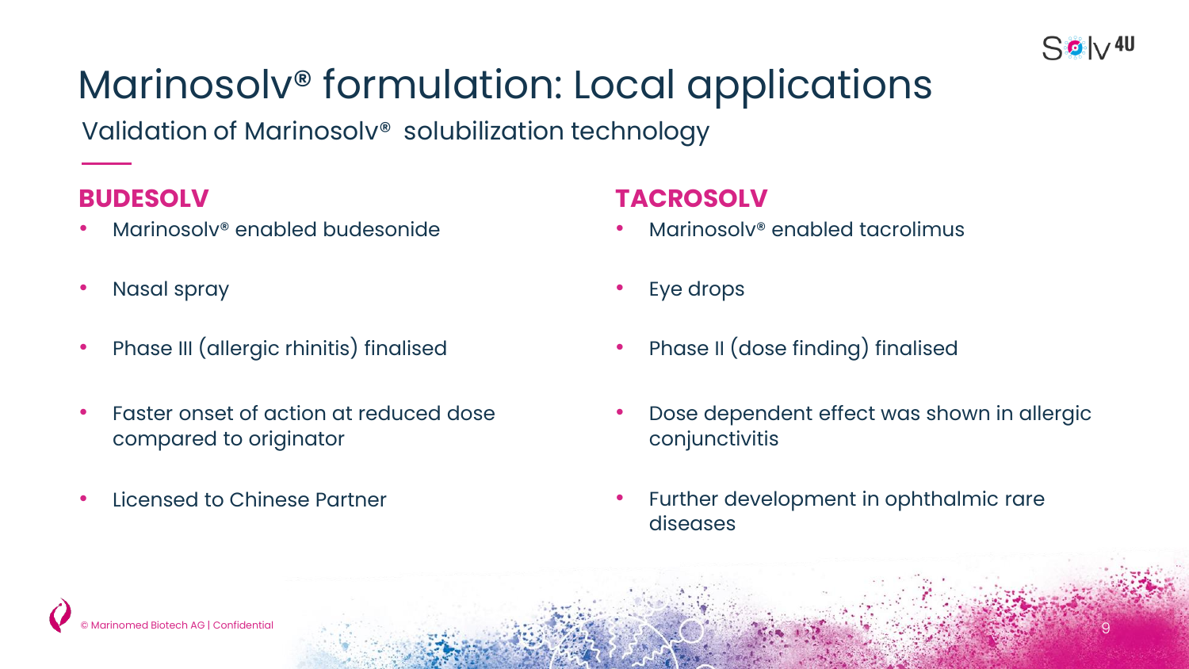# Marinosolv® formulation: Local applications

Validation of Marinosolv® solubilization technology

## BUDESOLV

- Marinosolv® enabled budesonide
- Nasal spray
- Phase III (allergic rhinitis) finalised
- Faster onset of action at reduced dose compared to originator
- Licensed to Chinese Partner

## TACROSOLV

- Marinosolv® enabled tacrolimus
- Eye drops
- Phase II (dose finding) finalised
- Dose dependent effect was shown in allergic conjunctivitis
- Further development in ophthalmic rare diseases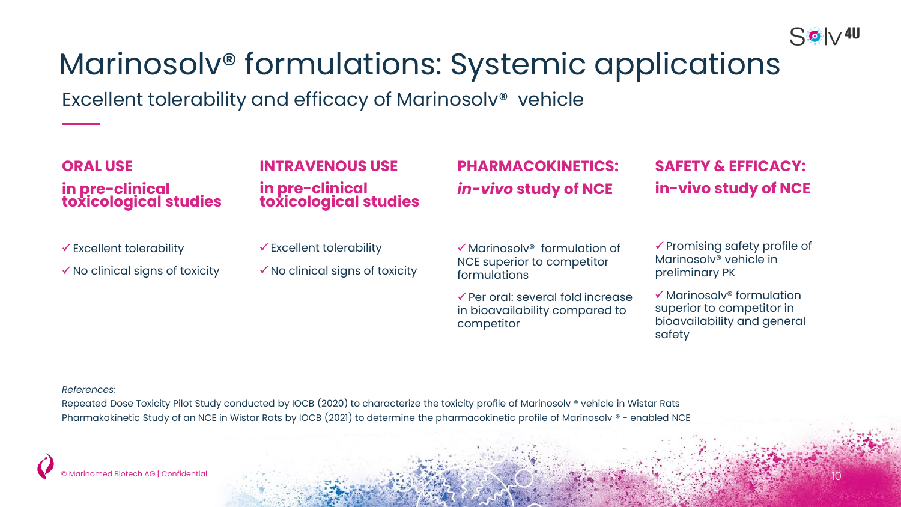# Marinosolv® formulations: Systemic applications

## Excellent tolerability and efficacy of Marinosolv® vehicle

### ORAL USE
### in pre-clinical toxicological studies

- ✓ Excellent tolerability
- ✓ No clinical signs of toxicity

### INTRAVENOUS USE
### in pre-clinical toxicological studies

- ✓ Excellent tolerability
- ✓ No clinical signs of toxicity

### PHARMACOKINETICS:
### *in-vivo* study of NCE

- ✓ Marinosolv® formulation of NCE superior to competitor formulations
- ✓ Per oral: several fold increase in bioavailability compared to competitor

### SAFETY & EFFICACY:
### in-vivo study of NCE

- ✓ Promising safety profile of Marinosolv® vehicle in preliminary PK
- ✓ Marinosolv® formulation superior to competitor in bioavailability and general safety

*References*:

Repeated Dose Toxicity Pilot Study conducted by IOCB (2020) to characterize the toxicity profile of Marinosolv ® vehicle in Wistar Rats

Pharmakokinetic Study of an NCE in Wistar Rats by IOCB (2021) to determine the pharmacokinetic profile of Marinosolv ® - enabled NCE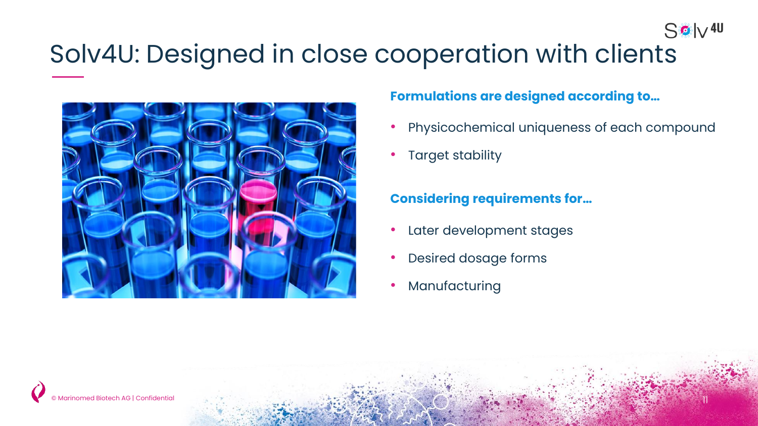# Solv4U: Designed in close cooperation with clients

**Formulations are designed according to…**

- Physicochemical uniqueness of each compound
- Target stability

**Considering requirements for…**

- Later development stages
- Desired dosage forms
- Manufacturing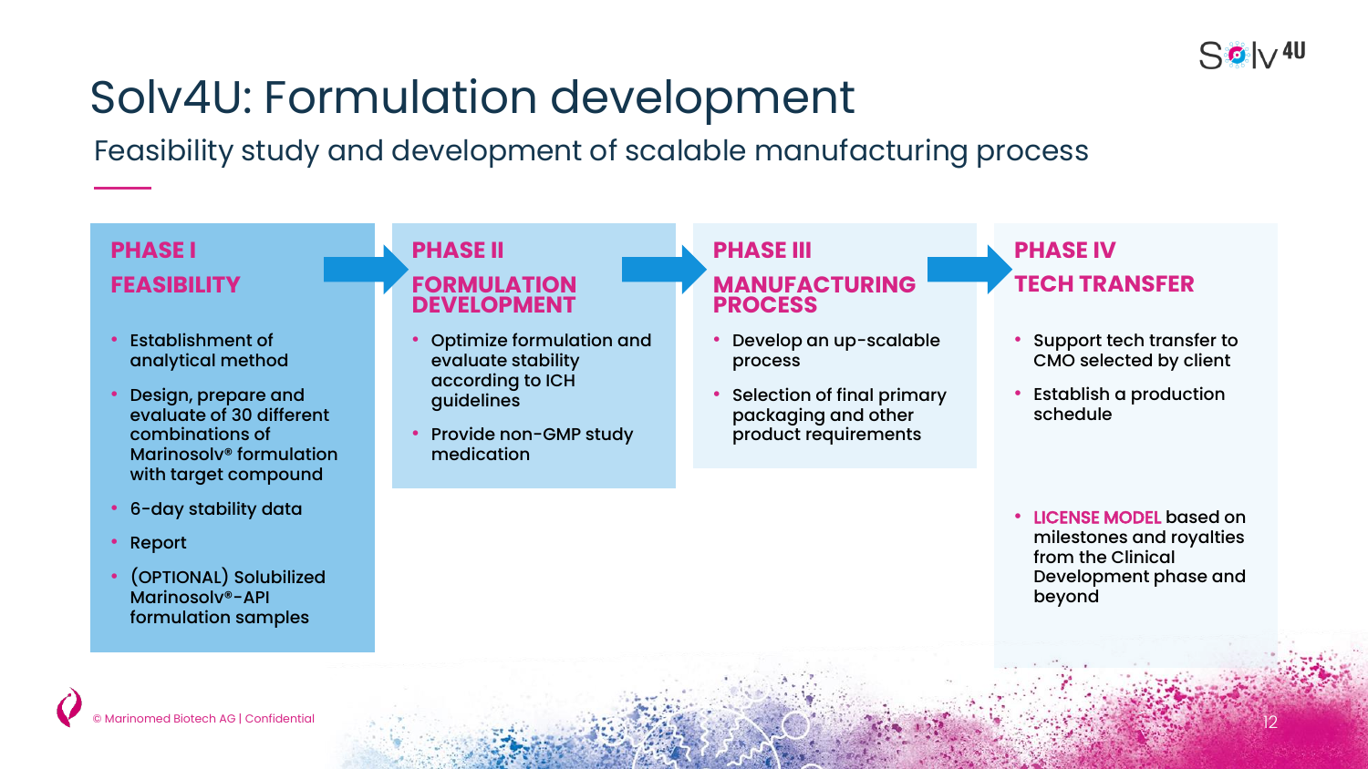# Solv4U: Formulation development

Feasibility study and development of scalable manufacturing process

## PHASE I

### FEASIBILITY

- Establishment of analytical method
- Design, prepare and evaluate of 30 different combinations of Marinosolv® formulation with target compound
- 6-day stability data
- Report
- (OPTIONAL) Solubilized Marinosolv®-API formulation samples

## PHASE II

### FORMULATION DEVELOPMENT

- Optimize formulation and evaluate stability according to ICH guidelines
- Provide non-GMP study medication

## PHASE III

### MANUFACTURING PROCESS

- Develop an up-scalable process
- Selection of final primary packaging and other product requirements

## PHASE IV

### TECH TRANSFER

- Support tech transfer to CMO selected by client
- Establish a production schedule

- **LICENSE MODEL** based on milestones and royalties from the Clinical Development phase and beyond

© Marinomed Biotech AG | Confidential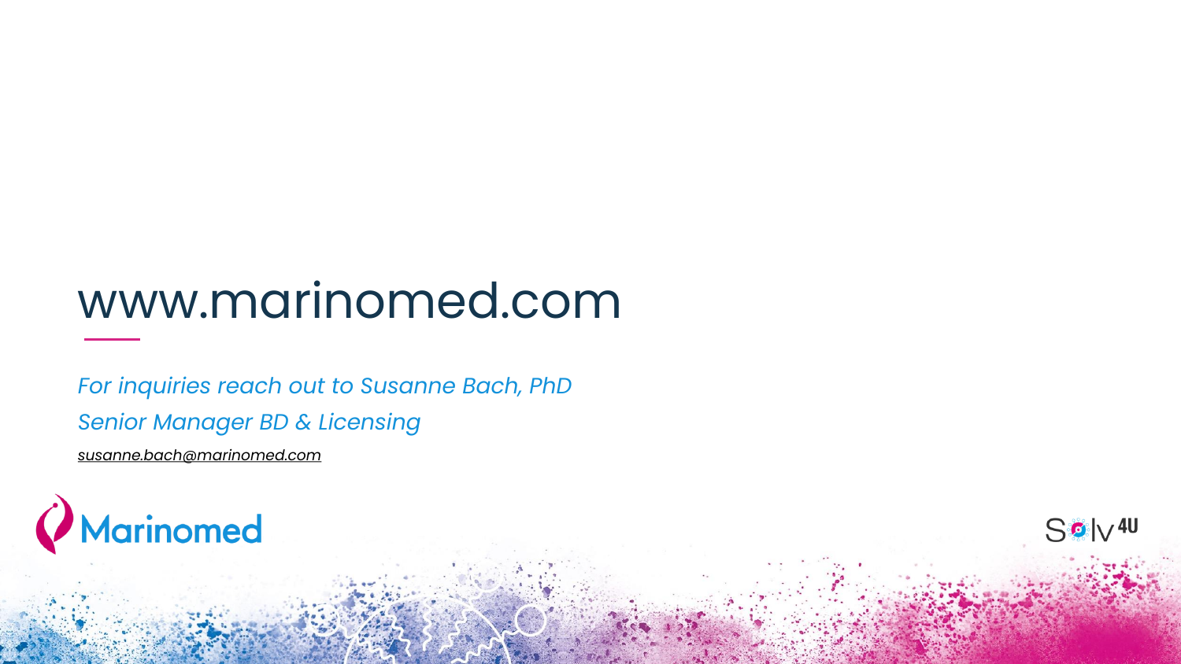# www.marinomed.com

*For inquiries reach out to Susanne Bach, PhD*

*Senior Manager BD & Licensing*

*susanne.bach@marinomed.com*

Marinomed

Solv4U